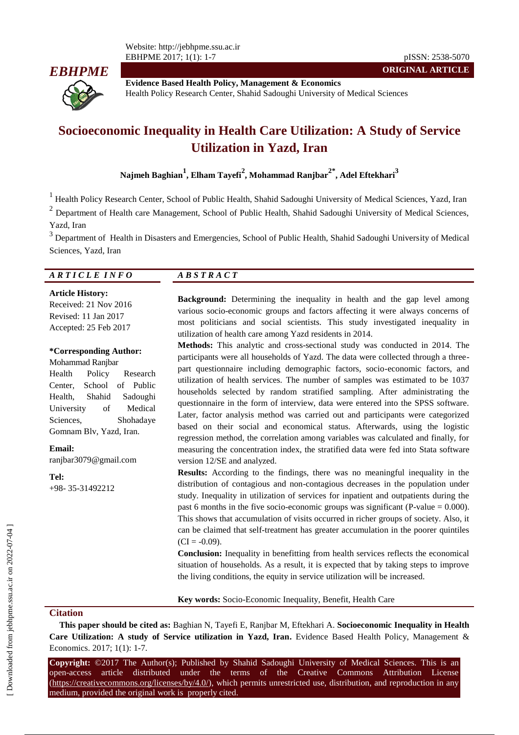**ORIGINAL ARTICLE**

**Evidence Based Health Policy, Management & Economics**
Health Policy Research Center, Shahid Sadoughi University of Medical Sciences

# Socioeconomic Inequality in Health Care Utilization: A Study of Service Utilization in Yazd, Iran

**Najmeh Baghian[1], Elham Tayefi[2], Mohammad Ranjbar[2*], Adel Eftekhari[3]**

[1] Health Policy Research Center, School of Public Health, Shahid Sadoughi University of Medical Sciences, Yazd, Iran

[2] Department of Health care Management, School of Public Health, Shahid Sadoughi University of Medical Sciences, Yazd, Iran

[3] Department of Health in Disasters and Emergencies, School of Public Health, Shahid Sadoughi University of Medical Sciences, Yazd, Iran

## ARTICLE INFO

**Article History:**
Received: 21 Nov 2016
Revised: 11 Jan 2017
Accepted: 25 Feb 2017

**\*Corresponding Author:**
Mohammad Ranjbar
Health Policy Research Center, School of Public Health, Shahid Sadoughi University of Medical Sciences, Shohadaye Gomnam Blv, Yazd, Iran.

**Email:**
ranjbar3079@gmail.com

**Tel:**
+98- 35-31492212

## ABSTRACT

**Background:** Determining the inequality in health and the gap level among various socio-economic groups and factors affecting it were always concerns of most politicians and social scientists. This study investigated inequality in utilization of health care among Yazd residents in 2014.

**Methods:** This analytic and cross-sectional study was conducted in 2014. The participants were all households of Yazd. The data were collected through a three-part questionnaire including demographic factors, socio-economic factors, and utilization of health services. The number of samples was estimated to be 1037 households selected by random stratified sampling. After administrating the questionnaire in the form of interview, data were entered into the SPSS software. Later, factor analysis method was carried out and participants were categorized based on their social and economical status. Afterwards, using the logistic regression method, the correlation among variables was calculated and finally, for measuring the concentration index, the stratified data were fed into Stata software version 12/SE and analyzed.

**Results:** According to the findings, there was no meaningful inequality in the distribution of contagious and non-contagious decreases in the population under study. Inequality in utilization of services for inpatient and outpatients during the past 6 months in the five socio-economic groups was significant (P-value = 0.000). This shows that accumulation of visits occurred in richer groups of society. Also, it can be claimed that self-treatment has greater accumulation in the poorer quintiles (CI = -0.09).

**Conclusion:** Inequality in benefitting from health services reflects the economical situation of households. As a result, it is expected that by taking steps to improve the living conditions, the equity in service utilization will be increased.

**Key words:** Socio-Economic Inequality, Benefit, Health Care

## Citation

**This paper should be cited as:** Baghian N, Tayefi E, Ranjbar M, Eftekhari A. **Socioeconomic Inequality in Health Care Utilization: A study of Service utilization in Yazd, Iran.** Evidence Based Health Policy, Management & Economics. 2017; 1(1): 1-7.

**Copyright:** ©2017 The Author(s); Published by Shahid Sadoughi University of Medical Sciences. This is an open-access article distributed under the terms of the Creative Commons Attribution License (https://creativecommons.org/licenses/by/4.0/), which permits unrestricted use, distribution, and reproduction in any medium, provided the original work is properly cited.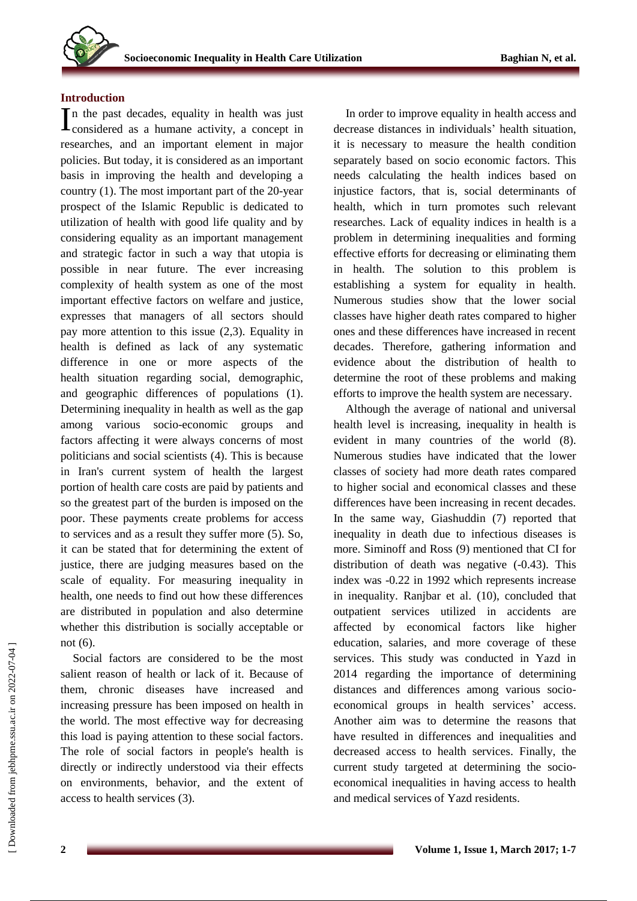## Introduction

In the past decades, equality in health was just considered as a humane activity, a concept in researches, and an important element in major policies. But today, it is considered as an important basis in improving the health and developing a country (1). The most important part of the 20-year prospect of the Islamic Republic is dedicated to utilization of health with good life quality and by considering equality as an important management and strategic factor in such a way that utopia is possible in near future. The ever increasing complexity of health system as one of the most important effective factors on welfare and justice, expresses that managers of all sectors should pay more attention to this issue (2,3). Equality in health is defined as lack of any systematic difference in one or more aspects of the health situation regarding social, demographic, and geographic differences of populations (1). Determining inequality in health as well as the gap among various socio-economic groups and factors affecting it were always concerns of most politicians and social scientists (4). This is because in Iran's current system of health the largest portion of health care costs are paid by patients and so the greatest part of the burden is imposed on the poor. These payments create problems for access to services and as a result they suffer more (5). So, it can be stated that for determining the extent of justice, there are judging measures based on the scale of equality. For measuring inequality in health, one needs to find out how these differences are distributed in population and also determine whether this distribution is socially acceptable or not (6).

Social factors are considered to be the most salient reason of health or lack of it. Because of them, chronic diseases have increased and increasing pressure has been imposed on health in the world. The most effective way for decreasing this load is paying attention to these social factors. The role of social factors in people's health is directly or indirectly understood via their effects on environments, behavior, and the extent of access to health services (3).

In order to improve equality in health access and decrease distances in individuals' health situation, it is necessary to measure the health condition separately based on socio economic factors. This needs calculating the health indices based on injustice factors, that is, social determinants of health, which in turn promotes such relevant researches. Lack of equality indices in health is a problem in determining inequalities and forming effective efforts for decreasing or eliminating them in health. The solution to this problem is establishing a system for equality in health. Numerous studies show that the lower social classes have higher death rates compared to higher ones and these differences have increased in recent decades. Therefore, gathering information and evidence about the distribution of health to determine the root of these problems and making efforts to improve the health system are necessary.

Although the average of national and universal health level is increasing, inequality in health is evident in many countries of the world (8). Numerous studies have indicated that the lower classes of society had more death rates compared to higher social and economical classes and these differences have been increasing in recent decades. In the same way, Giashuddin (7) reported that inequality in death due to infectious diseases is more. Siminoff and Ross (9) mentioned that CI for distribution of death was negative (-0.43). This index was -0.22 in 1992 which represents increase in inequality. Ranjbar et al. (10), concluded that outpatient services utilized in accidents are affected by economical factors like higher education, salaries, and more coverage of these services. This study was conducted in Yazd in 2014 regarding the importance of determining distances and differences among various socio-economical groups in health services' access. Another aim was to determine the reasons that have resulted in differences and inequalities and decreased access to health services. Finally, the current study targeted at determining the socio-economical inequalities in having access to health and medical services of Yazd residents.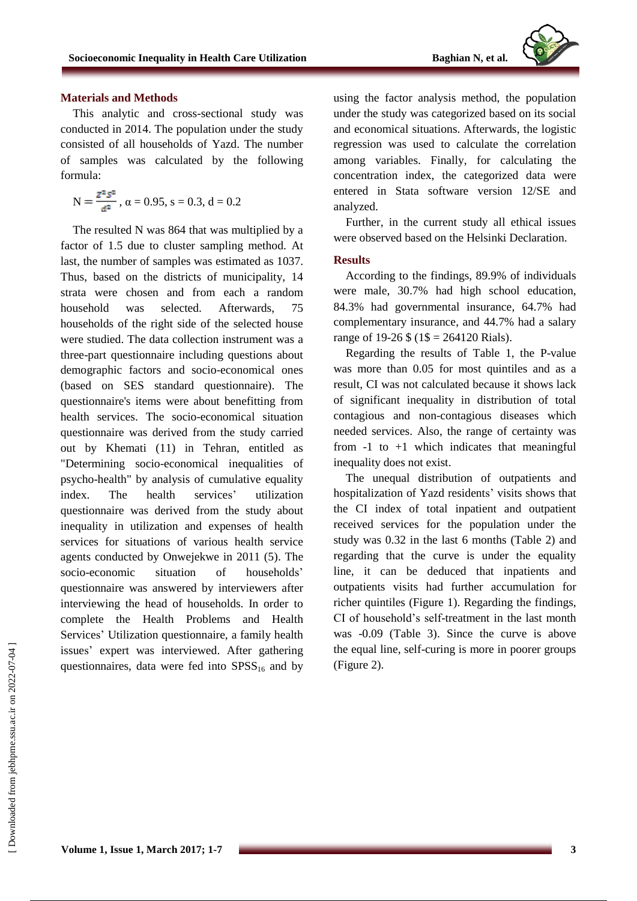## Materials and Methods

This analytic and cross-sectional study was conducted in 2014. The population under the study consisted of all households of Yazd. The number of samples was calculated by the following formula:

$$N = \frac{Z^2 S^2}{d^2}, \alpha = 0.95, s = 0.3, d = 0.2$$

The resulted N was 864 that was multiplied by a factor of 1.5 due to cluster sampling method. At last, the number of samples was estimated as 1037. Thus, based on the districts of municipality, 14 strata were chosen and from each a random household was selected. Afterwards, 75 households of the right side of the selected house were studied. The data collection instrument was a three-part questionnaire including questions about demographic factors and socio-economical ones (based on SES standard questionnaire). The questionnaire's items were about benefitting from health services. The socio-economical situation questionnaire was derived from the study carried out by Khemati (11) in Tehran, entitled as "Determining socio-economical inequalities of psycho-health" by analysis of cumulative equality index. The health services' utilization questionnaire was derived from the study about inequality in utilization and expenses of health services for situations of various health service agents conducted by Onwejekwe in 2011 (5). The socio-economic situation of households' questionnaire was answered by interviewers after interviewing the head of households. In order to complete the Health Problems and Health Services' Utilization questionnaire, a family health issues' expert was interviewed. After gathering questionnaires, data were fed into $SPSS_{16}$ and by using the factor analysis method, the population under the study was categorized based on its social and economical situations. Afterwards, the logistic regression was used to calculate the correlation among variables. Finally, for calculating the concentration index, the categorized data were entered in Stata software version 12/SE and analyzed.

Further, in the current study all ethical issues were observed based on the Helsinki Declaration.

## Results

According to the findings, 89.9% of individuals were male, 30.7% had high school education, 84.3% had governmental insurance, 64.7% had complementary insurance, and 44.7% had a salary range of 19-26 $ (1$ = 264120 Rials).

Regarding the results of Table 1, the P-value was more than 0.05 for most quintiles and as a result, CI was not calculated because it shows lack of significant inequality in distribution of total contagious and non-contagious diseases which needed services. Also, the range of certainty was from -1 to +1 which indicates that meaningful inequality does not exist.

The unequal distribution of outpatients and hospitalization of Yazd residents' visits shows that the CI index of total inpatient and outpatient received services for the population under the study was 0.32 in the last 6 months (Table 2) and regarding that the curve is under the equality line, it can be deduced that inpatients and outpatients visits had further accumulation for richer quintiles (Figure 1). Regarding the findings, CI of household's self-treatment in the last month was -0.09 (Table 3). Since the curve is above the equal line, self-curing is more in poorer groups (Figure 2).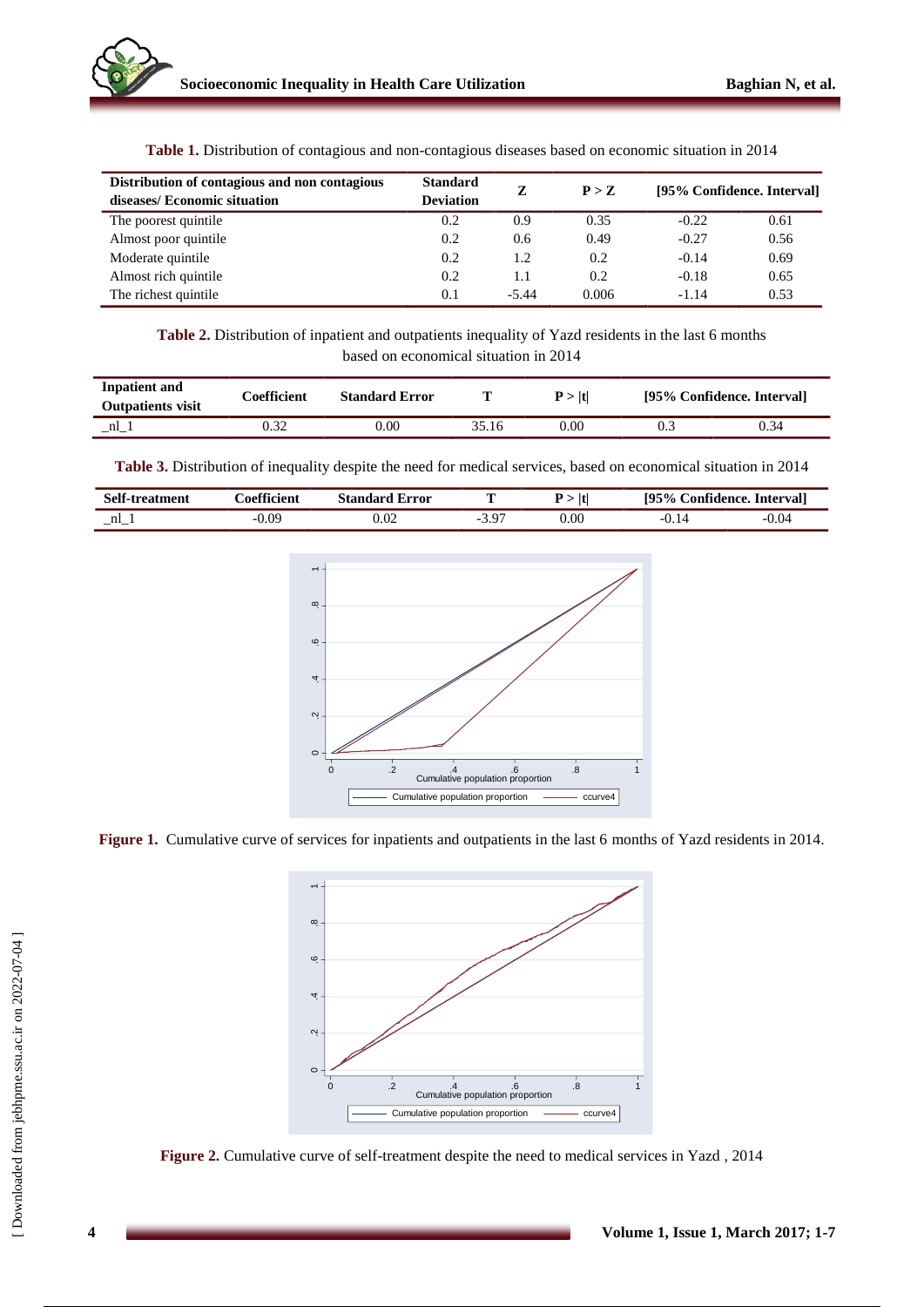**Table 1.** Distribution of contagious and non-contagious diseases based on economic situation in 2014

| Distribution of contagious and non contagious diseases/ Economic situation | Standard Deviation | Z | P > Z | [95% Confidence. Interval] | |
|---|---|---|---|---|---|
| The poorest quintile | 0.2 | 0.9 | 0.35 | -0.22 | 0.61 |
| Almost poor quintile | 0.2 | 0.6 | 0.49 | -0.27 | 0.56 |
| Moderate quintile | 0.2 | 1.2 | 0.2 | -0.14 | 0.69 |
| Almost rich quintile | 0.2 | 1.1 | 0.2 | -0.18 | 0.65 |
| The richest quintile | 0.1 | -5.44 | 0.006 | -1.14 | 0.53 |

**Table 2.** Distribution of inpatient and outpatients inequality of Yazd residents in the last 6 months based on economical situation in 2014

| Inpatient and Outpatients visit | Coefficient | Standard Error | T | P > \|t\| | [95% Confidence. Interval] | |
|---|---|---|---|---|---|---|
| _nl_1 | 0.32 | 0.00 | 35.16 | 0.00 | 0.3 | 0.34 |

**Table 3.** Distribution of inequality despite the need for medical services, based on economical situation in 2014

| Self-treatment | Coefficient | Standard Error | T | P > \|t\| | [95% Confidence. Interval] | |
|---|---|---|---|---|---|---|
| _nl_1 | -0.09 | 0.02 | -3.97 | 0.00 | -0.14 | -0.04 |

**Figure 1.** Cumulative curve of services for inpatients and outpatients in the last 6 months of Yazd residents in 2014.

**Figure 2.** Cumulative curve of self-treatment despite the need to medical services in Yazd , 2014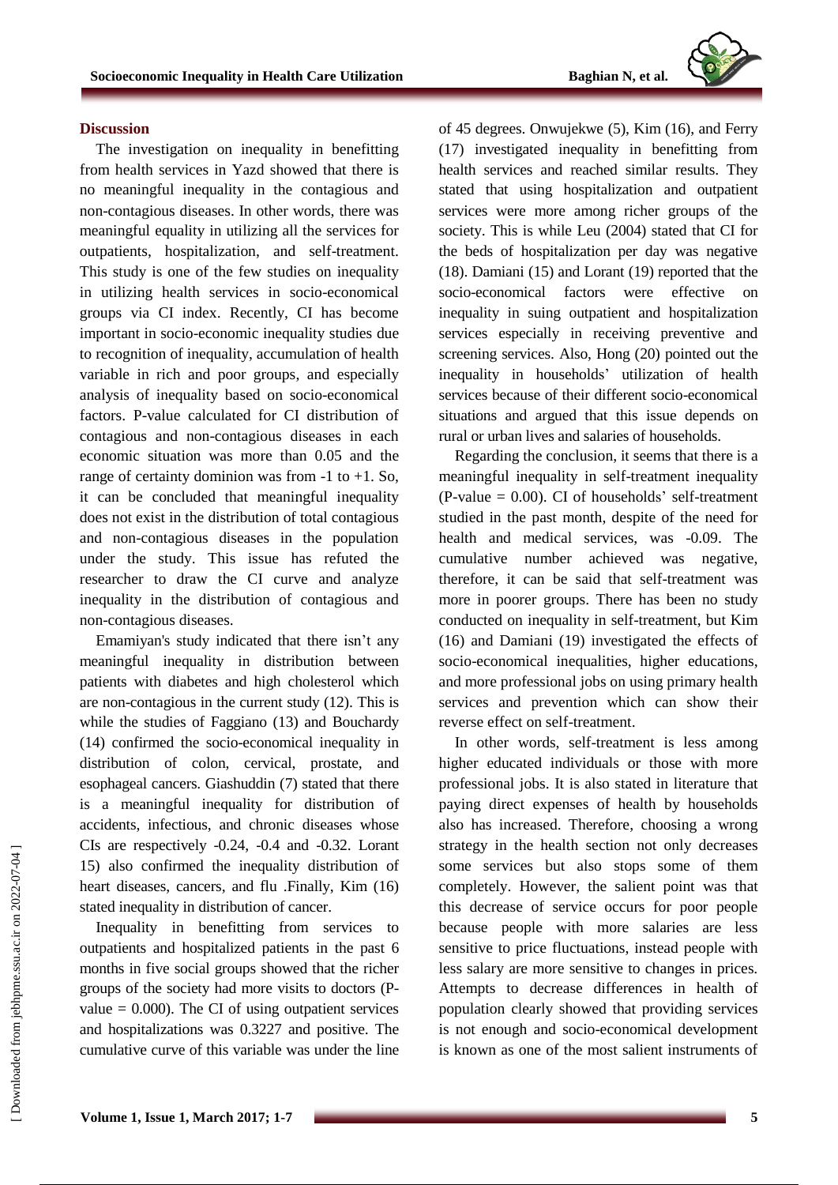## Discussion

The investigation on inequality in benefitting from health services in Yazd showed that there is no meaningful inequality in the contagious and non-contagious diseases. In other words, there was meaningful equality in utilizing all the services for outpatients, hospitalization, and self-treatment. This study is one of the few studies on inequality in utilizing health services in socio-economical groups via CI index. Recently, CI has become important in socio-economic inequality studies due to recognition of inequality, accumulation of health variable in rich and poor groups, and especially analysis of inequality based on socio-economical factors. P-value calculated for CI distribution of contagious and non-contagious diseases in each economic situation was more than 0.05 and the range of certainty dominion was from -1 to +1. So, it can be concluded that meaningful inequality does not exist in the distribution of total contagious and non-contagious diseases in the population under the study. This issue has refuted the researcher to draw the CI curve and analyze inequality in the distribution of contagious and non-contagious diseases.

Emamiyan's study indicated that there isn't any meaningful inequality in distribution between patients with diabetes and high cholesterol which are non-contagious in the current study (12). This is while the studies of Faggiano (13) and Bouchardy (14) confirmed the socio-economical inequality in distribution of colon, cervical, prostate, and esophageal cancers. Giashuddin (7) stated that there is a meaningful inequality for distribution of accidents, infectious, and chronic diseases whose CIs are respectively -0.24, -0.4 and -0.32. Lorant 15) also confirmed the inequality distribution of heart diseases, cancers, and flu .Finally, Kim (16) stated inequality in distribution of cancer.

Inequality in benefitting from services to outpatients and hospitalized patients in the past 6 months in five social groups showed that the richer groups of the society had more visits to doctors (P-value = 0.000). The CI of using outpatient services and hospitalizations was 0.3227 and positive. The cumulative curve of this variable was under the line of 45 degrees. Onwujekwe (5), Kim (16), and Ferry (17) investigated inequality in benefitting from health services and reached similar results. They stated that using hospitalization and outpatient services were more among richer groups of the society. This is while Leu (2004) stated that CI for the beds of hospitalization per day was negative (18). Damiani (15) and Lorant (19) reported that the socio-economical factors were effective on inequality in suing outpatient and hospitalization services especially in receiving preventive and screening services. Also, Hong (20) pointed out the inequality in households' utilization of health services because of their different socio-economical situations and argued that this issue depends on rural or urban lives and salaries of households.

Regarding the conclusion, it seems that there is a meaningful inequality in self-treatment inequality (P-value = 0.00). CI of households' self-treatment studied in the past month, despite of the need for health and medical services, was -0.09. The cumulative number achieved was negative, therefore, it can be said that self-treatment was more in poorer groups. There has been no study conducted on inequality in self-treatment, but Kim (16) and Damiani (19) investigated the effects of socio-economical inequalities, higher educations, and more professional jobs on using primary health services and prevention which can show their reverse effect on self-treatment.

In other words, self-treatment is less among higher educated individuals or those with more professional jobs. It is also stated in literature that paying direct expenses of health by households also has increased. Therefore, choosing a wrong strategy in the health section not only decreases some services but also stops some of them completely. However, the salient point was that this decrease of service occurs for poor people because people with more salaries are less sensitive to price fluctuations, instead people with less salary are more sensitive to changes in prices. Attempts to decrease differences in health of population clearly showed that providing services is not enough and socio-economical development is known as one of the most salient instruments of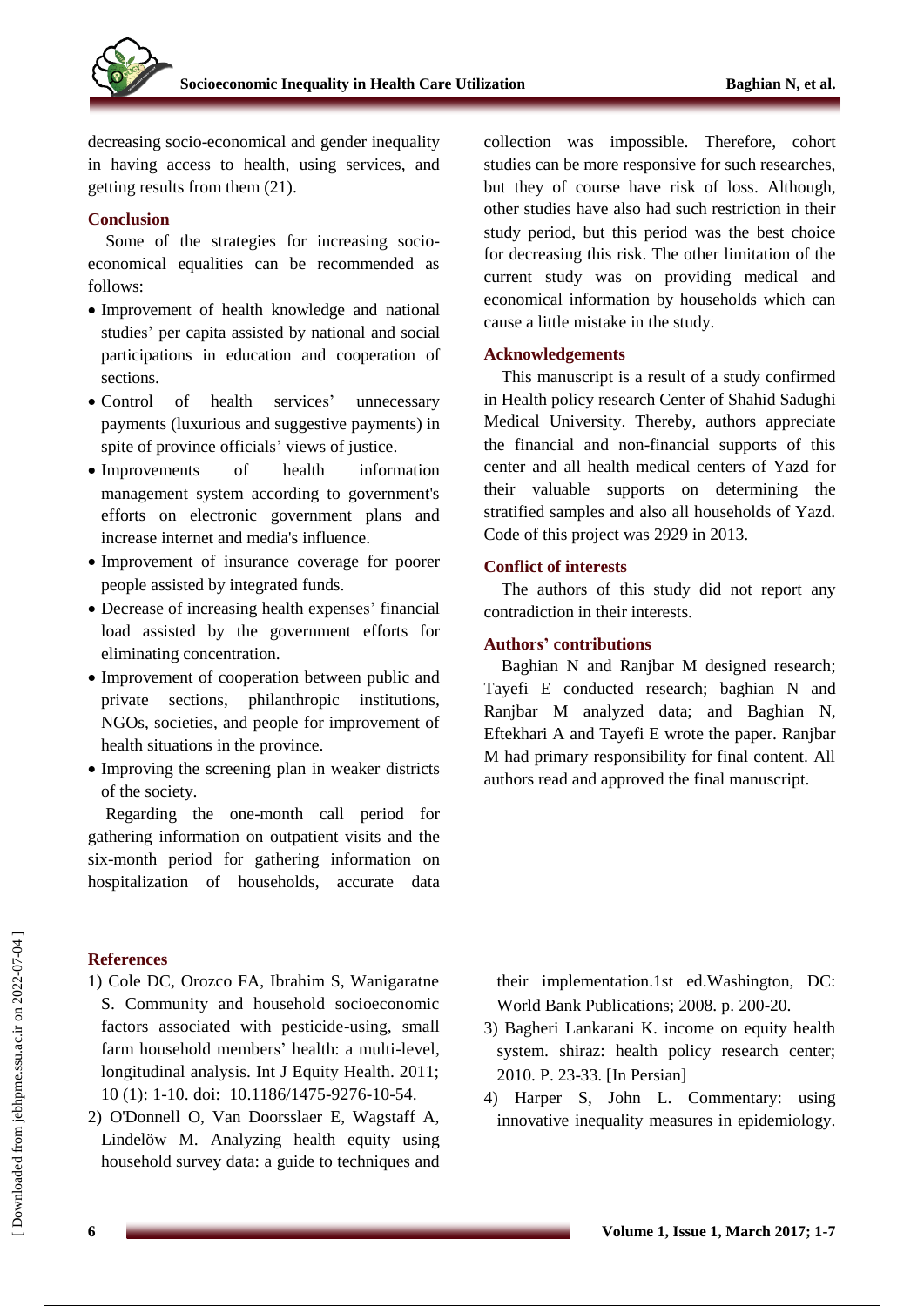decreasing socio-economical and gender inequality in having access to health, using services, and getting results from them (21).

## Conclusion

Some of the strategies for increasing socio-economical equalities can be recommended as follows:

- Improvement of health knowledge and national studies' per capita assisted by national and social participations in education and cooperation of sections.
- Control of health services' unnecessary payments (luxurious and suggestive payments) in spite of province officials' views of justice.
- Improvements of health information management system according to government's efforts on electronic government plans and increase internet and media's influence.
- Improvement of insurance coverage for poorer people assisted by integrated funds.
- Decrease of increasing health expenses' financial load assisted by the government efforts for eliminating concentration.
- Improvement of cooperation between public and private sections, philanthropic institutions, NGOs, societies, and people for improvement of health situations in the province.
- Improving the screening plan in weaker districts of the society.

Regarding the one-month call period for gathering information on outpatient visits and the six-month period for gathering information on hospitalization of households, accurate data collection was impossible. Therefore, cohort studies can be more responsive for such researches, but they of course have risk of loss. Although, other studies have also had such restriction in their study period, but this period was the best choice for decreasing this risk. The other limitation of the current study was on providing medical and economical information by households which can cause a little mistake in the study.

## Acknowledgements

This manuscript is a result of a study confirmed in Health policy research Center of Shahid Sadughi Medical University. Thereby, authors appreciate the financial and non-financial supports of this center and all health medical centers of Yazd for their valuable supports on determining the stratified samples and also all households of Yazd. Code of this project was 2929 in 2013.

## Conflict of interests

The authors of this study did not report any contradiction in their interests.

## Authors' contributions

Baghian N and Ranjbar M designed research; Tayefi E conducted research; baghian N and Ranjbar M analyzed data; and Baghian N, Eftekhari A and Tayefi E wrote the paper. Ranjbar M had primary responsibility for final content. All authors read and approved the final manuscript.

## References

1) Cole DC, Orozco FA, Ibrahim S, Wanigaratne S. Community and household socioeconomic factors associated with pesticide-using, small farm household members' health: a multi-level, longitudinal analysis. Int J Equity Health. 2011; 10 (1): 1-10. doi: 10.1186/1475-9276-10-54.
2) O'Donnell O, Van Doorsslaer E, Wagstaff A, Lindelöw M. Analyzing health equity using household survey data: a guide to techniques and their implementation.1st ed.Washington, DC: World Bank Publications; 2008. p. 200-20.
3) Bagheri Lankarani K. income on equity health system. shiraz: health policy research center; 2010. P. 23-33. [In Persian]
4) Harper S, John L. Commentary: using innovative inequality measures in epidemiology.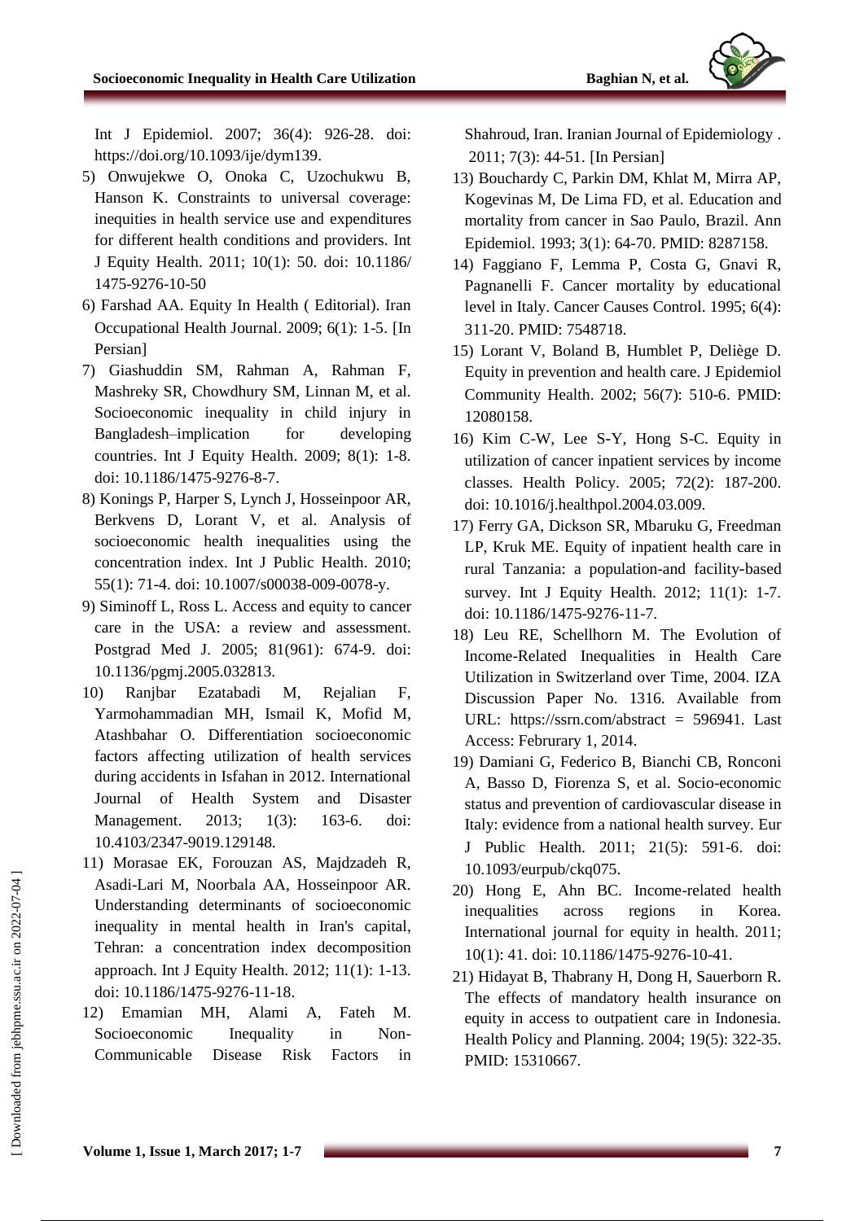Int J Epidemiol. 2007; 36(4): 926-28. doi: https://doi.org/10.1093/ije/dym139.

5) Onwujekwe O, Onoka C, Uzochukwu B, Hanson K. Constraints to universal coverage: inequities in health service use and expenditures for different health conditions and providers. Int J Equity Health. 2011; 10(1): 50. doi: 10.1186/ 1475-9276-10-50

6) Farshad AA. Equity In Health ( Editorial). Iran Occupational Health Journal. 2009; 6(1): 1-5. [In Persian]

7) Giashuddin SM, Rahman A, Rahman F, Mashreky SR, Chowdhury SM, Linnan M, et al. Socioeconomic inequality in child injury in Bangladesh–implication for developing countries. Int J Equity Health. 2009; 8(1): 1-8. doi: 10.1186/1475-9276-8-7.

8) Konings P, Harper S, Lynch J, Hosseinpoor AR, Berkvens D, Lorant V, et al. Analysis of socioeconomic health inequalities using the concentration index. Int J Public Health. 2010; 55(1): 71-4. doi: 10.1007/s00038-009-0078-y.

9) Siminoff L, Ross L. Access and equity to cancer care in the USA: a review and assessment. Postgrad Med J. 2005; 81(961): 674-9. doi: 10.1136/pgmj.2005.032813.

10) Ranjbar Ezatabadi M, Rejalian F, Yarmohammadian MH, Ismail K, Mofid M, Atashbahar O. Differentiation socioeconomic factors affecting utilization of health services during accidents in Isfahan in 2012. International Journal of Health System and Disaster Management. 2013; 1(3): 163-6. doi: 10.4103/2347-9019.129148.

11) Morasae EK, Forouzan AS, Majdzadeh R, Asadi-Lari M, Noorbala AA, Hosseinpoor AR. Understanding determinants of socioeconomic inequality in mental health in Iran's capital, Tehran: a concentration index decomposition approach. Int J Equity Health. 2012; 11(1): 1-13. doi: 10.1186/1475-9276-11-18.

12) Emamian MH, Alami A, Fateh M. Socioeconomic Inequality in Non-Communicable Disease Risk Factors in Shahroud, Iran. Iranian Journal of Epidemiology . 2011; 7(3): 44-51. [In Persian]

13) Bouchardy C, Parkin DM, Khlat M, Mirra AP, Kogevinas M, De Lima FD, et al. Education and mortality from cancer in Sao Paulo, Brazil. Ann Epidemiol. 1993; 3(1): 64-70. PMID: 8287158.

14) Faggiano F, Lemma P, Costa G, Gnavi R, Pagnanelli F. Cancer mortality by educational level in Italy. Cancer Causes Control. 1995; 6(4): 311-20. PMID: 7548718.

15) Lorant V, Boland B, Humblet P, Deliège D. Equity in prevention and health care. J Epidemiol Community Health. 2002; 56(7): 510-6. PMID: 12080158.

16) Kim C-W, Lee S-Y, Hong S-C. Equity in utilization of cancer inpatient services by income classes. Health Policy. 2005; 72(2): 187-200. doi: 10.1016/j.healthpol.2004.03.009.

17) Ferry GA, Dickson SR, Mbaruku G, Freedman LP, Kruk ME. Equity of inpatient health care in rural Tanzania: a population-and facility-based survey. Int J Equity Health. 2012; 11(1): 1-7. doi: 10.1186/1475-9276-11-7.

18) Leu RE, Schellhorn M. The Evolution of Income-Related Inequalities in Health Care Utilization in Switzerland over Time, 2004. IZA Discussion Paper No. 1316. Available from URL: https://ssrn.com/abstract = 596941. Last Access: Februrary 1, 2014.

19) Damiani G, Federico B, Bianchi CB, Ronconi A, Basso D, Fiorenza S, et al. Socio-economic status and prevention of cardiovascular disease in Italy: evidence from a national health survey. Eur J Public Health. 2011; 21(5): 591-6. doi: 10.1093/eurpub/ckq075.

20) Hong E, Ahn BC. Income-related health inequalities across regions in Korea. International journal for equity in health. 2011; 10(1): 41. doi: 10.1186/1475-9276-10-41.

21) Hidayat B, Thabrany H, Dong H, Sauerborn R. The effects of mandatory health insurance on equity in access to outpatient care in Indonesia. Health Policy and Planning. 2004; 19(5): 322-35. PMID: 15310667.